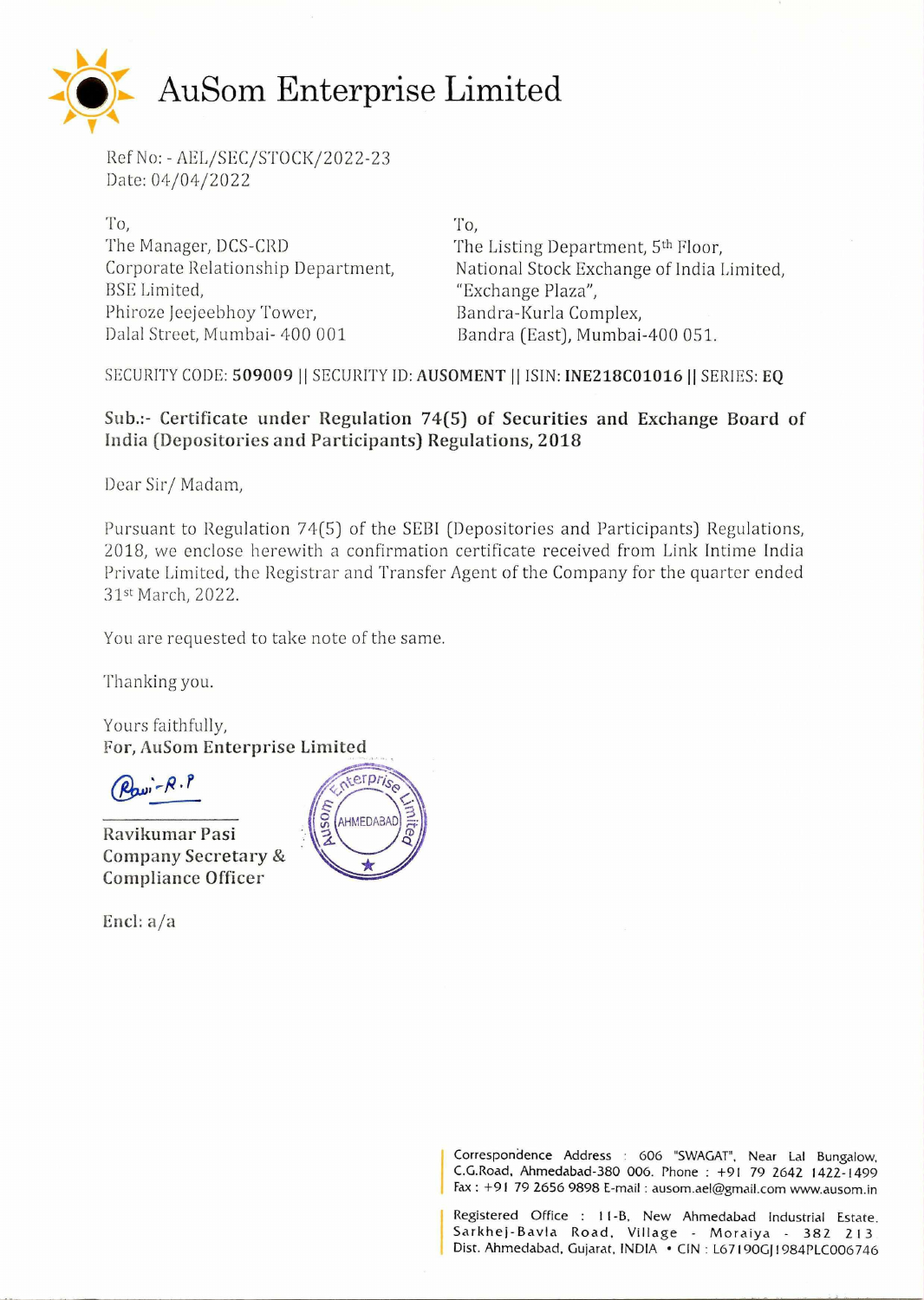# AuSom Enterprise Limited

Ref No: - AEL/SEC/STOCK/2022-23
Date: 04/04/2022

To,
The Manager, DCS-CRD
Corporate Relationship Department,
BSE Limited,
Phiroze Jeejeebhoy Tower,
Dalal Street, Mumbai- 400 001

To,
The Listing Department, 5th Floor,
National Stock Exchange of India Limited,
"Exchange Plaza",
Bandra-Kurla Complex,
Bandra (East), Mumbai-400 051.

SECURITY CODE: **509009** || SECURITY ID: **AUSOMENT** || ISIN: **INE218C01016** || SERIES: **EQ**

**Sub.:- Certificate under Regulation 74(5) of Securities and Exchange Board of India (Depositories and Participants) Regulations, 2018**

Dear Sir/ Madam,

Pursuant to Regulation 74(5) of the SEBI (Depositories and Participants) Regulations, 2018, we enclose herewith a confirmation certificate received from Link Intime India Private Limited, the Registrar and Transfer Agent of the Company for the quarter ended 31st March, 2022.

You are requested to take note of the same.

Thanking you.

Yours faithfully,
**For, AuSom Enterprise Limited**

Ravi-R.P

Ravikumar Pasi
Company Secretary &
Compliance Officer

Encl: a/a

Correspondence Address : 606 "SWAGAT", Near Lal Bungalow, C.G.Road, Ahmedabad-380 006. Phone : +91 79 2642 1422-1499 Fax : +91 79 2656 9898 E-mail : ausom.ael@gmail.com www.ausom.in

Registered Office : 11-B, New Ahmedabad Industrial Estate, Sarkhej-Bavla Road, Village - Moraiya - 382 213 Dist. Ahmedabad, Gujarat, INDIA • CIN : L67190GJ1984PLC006746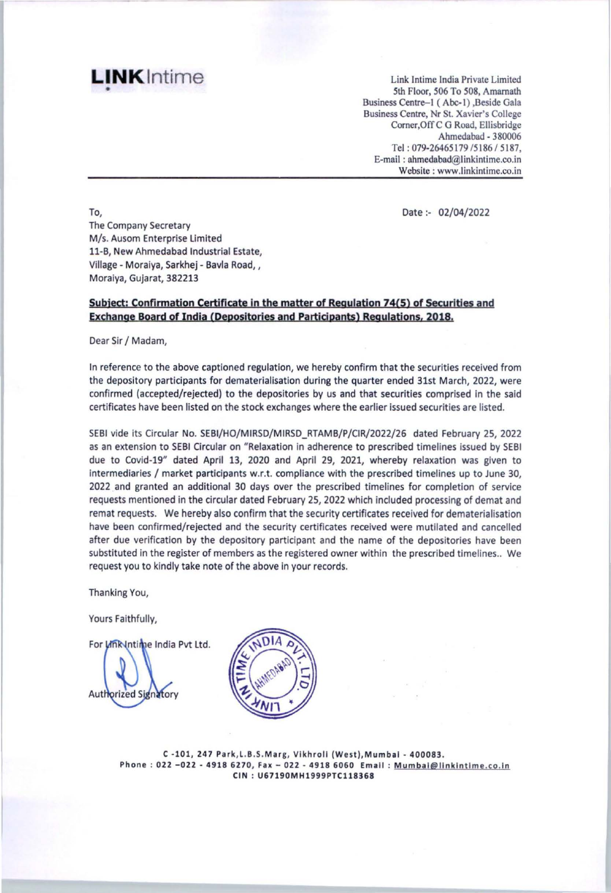**LINK**Intime

Link Intime India Private Limited
5th Floor, 506 To 508, Amarnath
Business Centre–1 ( Abc-1) ,Beside Gala
Business Centre, Nr St. Xavier's College
Corner,Off C G Road, Ellisbridge
Ahmedabad - 380006
Tel : 079-26465179 /5186 / 5187,
E-mail : ahmedabad@linkintime.co.in
Website : www.linkintime.co.in

Date :- 02/04/2022

To,
The Company Secretary
M/s. Ausom Enterprise Limited
11-B, New Ahmedabad Industrial Estate,
Village - Moraiya, Sarkhej - Bavla Road, ,
Moraiya, Gujarat, 382213

**Subject: Confirmation Certificate in the matter of Regulation 74(5) of Securities and Exchange Board of India (Depositories and Participants) Regulations, 2018.**

Dear Sir / Madam,

In reference to the above captioned regulation, we hereby confirm that the securities received from the depository participants for dematerialisation during the quarter ended 31st March, 2022, were confirmed (accepted/rejected) to the depositories by us and that securities comprised in the said certificates have been listed on the stock exchanges where the earlier issued securities are listed.

SEBI vide its Circular No. SEBI/HO/MIRSD/MIRSD_RTAMB/P/CIR/2022/26 dated February 25, 2022 as an extension to SEBI Circular on "Relaxation in adherence to prescribed timelines issued by SEBI due to Covid-19" dated April 13, 2020 and April 29, 2021, whereby relaxation was given to intermediaries / market participants w.r.t. compliance with the prescribed timelines up to June 30, 2022 and granted an additional 30 days over the prescribed timelines for completion of service requests mentioned in the circular dated February 25, 2022 which included processing of demat and remat requests. We hereby also confirm that the security certificates received for dematerialisation have been confirmed/rejected and the security certificates received were mutilated and cancelled after due verification by the depository participant and the name of the depositories have been substituted in the register of members as the registered owner within the prescribed timelines.. We request you to kindly take note of the above in your records.

Thanking You,

Yours Faithfully,

For Link Intime India Pvt Ltd.

Authorized Signatory

C -101, 247 Park,L.B.S.Marg, Vikhroli (West),Mumbai - 400083.
Phone : 022 –022 - 4918 6270, Fax – 022 - 4918 6060 Email : Mumbai@linkintime.co.in
CIN : U67190MH1999PTC118368